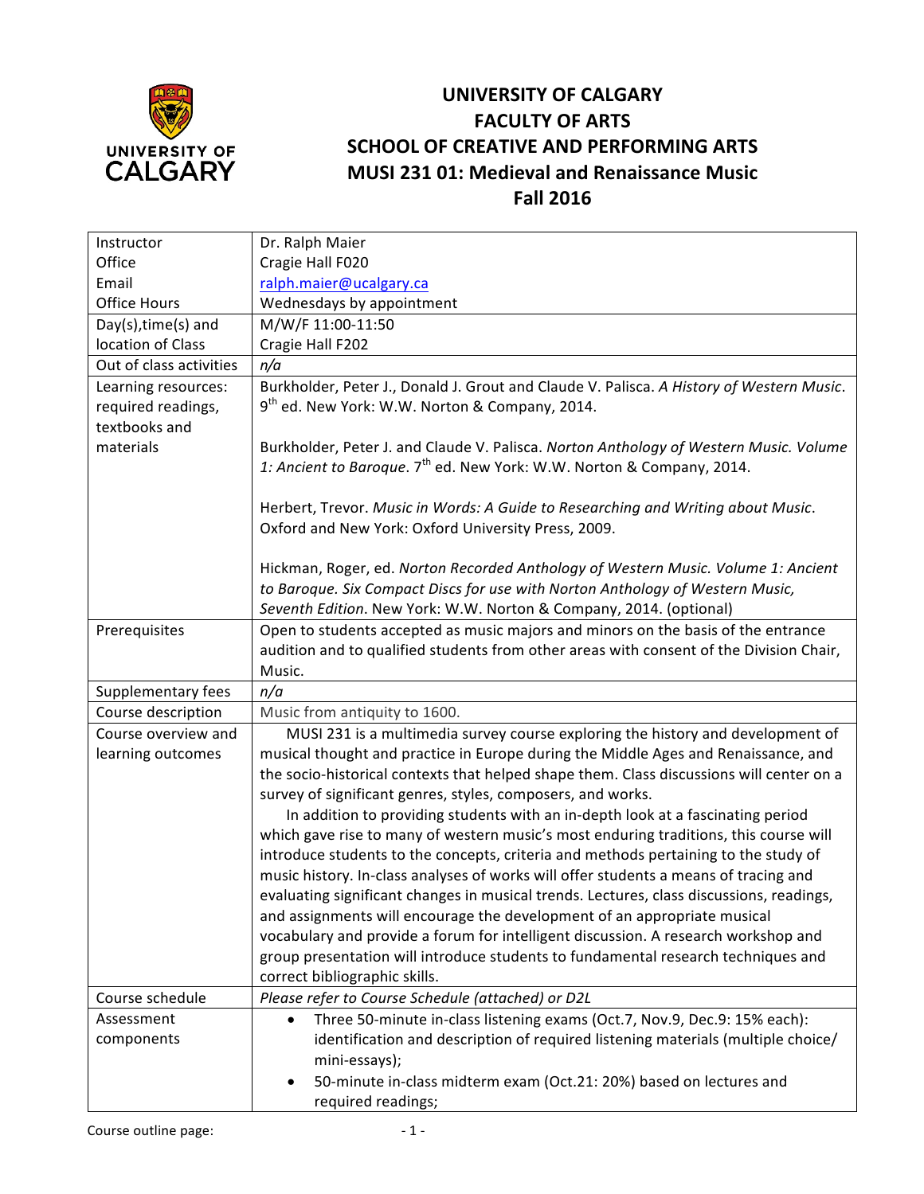# UNIVERSITY OF CALGARY
# FACULTY OF ARTS
# SCHOOL OF CREATIVE AND PERFORMING ARTS
# MUSI 231 01: Medieval and Renaissance Music
# Fall 2016

| | |
|---|---|
| Instructor<br>Office<br>Email<br>Office Hours | Dr. Ralph Maier<br>Cragie Hall F020<br>ralph.maier@ucalgary.ca<br>Wednesdays by appointment |
| Day(s),time(s) and location of Class | M/W/F 11:00-11:50<br>Cragie Hall F202 |
| Out of class activities | *n/a* |
| Learning resources: required readings, textbooks and materials | Burkholder, Peter J., Donald J. Grout and Claude V. Palisca. *A History of Western Music*. 9th ed. New York: W.W. Norton & Company, 2014.<br><br>Burkholder, Peter J. and Claude V. Palisca. *Norton Anthology of Western Music. Volume 1: Ancient to Baroque*. 7th ed. New York: W.W. Norton & Company, 2014.<br><br>Herbert, Trevor. *Music in Words: A Guide to Researching and Writing about Music*. Oxford and New York: Oxford University Press, 2009.<br><br>Hickman, Roger, ed. *Norton Recorded Anthology of Western Music. Volume 1: Ancient to Baroque. Six Compact Discs for use with Norton Anthology of Western Music, Seventh Edition*. New York: W.W. Norton & Company, 2014. (optional) |
| Prerequisites | Open to students accepted as music majors and minors on the basis of the entrance audition and to qualified students from other areas with consent of the Division Chair, Music. |
| Supplementary fees | *n/a* |
| Course description | Music from antiquity to 1600. |
| Course overview and learning outcomes | MUSI 231 is a multimedia survey course exploring the history and development of musical thought and practice in Europe during the Middle Ages and Renaissance, and the socio-historical contexts that helped shape them. Class discussions will center on a survey of significant genres, styles, composers, and works.<br>In addition to providing students with an in-depth look at a fascinating period which gave rise to many of western music's most enduring traditions, this course will introduce students to the concepts, criteria and methods pertaining to the study of music history. In-class analyses of works will offer students a means of tracing and evaluating significant changes in musical trends. Lectures, class discussions, readings, and assignments will encourage the development of an appropriate musical vocabulary and provide a forum for intelligent discussion. A research workshop and group presentation will introduce students to fundamental research techniques and correct bibliographic skills. |
| Course schedule | *Please refer to Course Schedule (attached) or D2L* |
| Assessment components | • Three 50-minute in-class listening exams (Oct.7, Nov.9, Dec.9: 15% each): identification and description of required listening materials (multiple choice/ mini-essays);<br>• 50-minute in-class midterm exam (Oct.21: 20%) based on lectures and required readings; |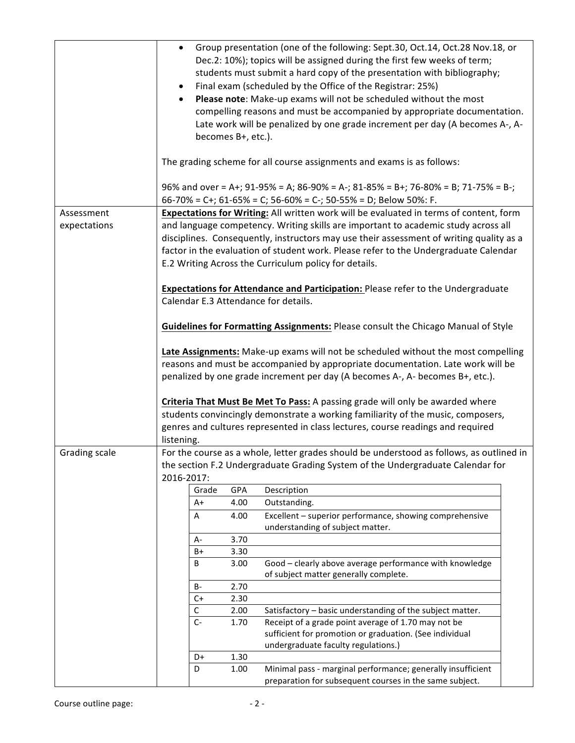- Group presentation (one of the following: Sept.30, Oct.14, Oct.28 Nov.18, or Dec.2: 10%); topics will be assigned during the first few weeks of term; students must submit a hard copy of the presentation with bibliography;
- Final exam (scheduled by the Office of the Registrar: 25%)
- **Please note**: Make-up exams will not be scheduled without the most compelling reasons and must be accompanied by appropriate documentation. Late work will be penalized by one grade increment per day (A becomes A-, A- becomes B+, etc.).

The grading scheme for all course assignments and exams is as follows:

96% and over = A+; 91-95% = A; 86-90% = A-; 81-85% = B+; 76-80% = B; 71-75% = B-; 66-70% = C+; 61-65% = C; 56-60% = C-; 50-55% = D; Below 50%: F.

## Assessment expectations

**Expectations for Writing:** All written work will be evaluated in terms of content, form and language competency. Writing skills are important to academic study across all disciplines. Consequently, instructors may use their assessment of writing quality as a factor in the evaluation of student work. Please refer to the Undergraduate Calendar E.2 Writing Across the Curriculum policy for details.

**Expectations for Attendance and Participation:** Please refer to the Undergraduate Calendar E.3 Attendance for details.

**Guidelines for Formatting Assignments:** Please consult the Chicago Manual of Style

**Late Assignments:** Make-up exams will not be scheduled without the most compelling reasons and must be accompanied by appropriate documentation. Late work will be penalized by one grade increment per day (A becomes A-, A- becomes B+, etc.).

**Criteria That Must Be Met To Pass:** A passing grade will only be awarded where students convincingly demonstrate a working familiarity of the music, composers, genres and cultures represented in class lectures, course readings and required listening.

## Grading scale

For the course as a whole, letter grades should be understood as follows, as outlined in the section F.2 Undergraduate Grading System of the Undergraduate Calendar for 2016-2017:

| Grade | GPA | Description |
|---|---|---|
| A+ | 4.00 | Outstanding. |
| A | 4.00 | Excellent – superior performance, showing comprehensive understanding of subject matter. |
| A- | 3.70 | |
| B+ | 3.30 | |
| B | 3.00 | Good – clearly above average performance with knowledge of subject matter generally complete. |
| B- | 2.70 | |
| C+ | 2.30 | |
| C | 2.00 | Satisfactory – basic understanding of the subject matter. |
| C- | 1.70 | Receipt of a grade point average of 1.70 may not be sufficient for promotion or graduation. (See individual undergraduate faculty regulations.) |
| D+ | 1.30 | |
| D | 1.00 | Minimal pass - marginal performance; generally insufficient preparation for subsequent courses in the same subject. |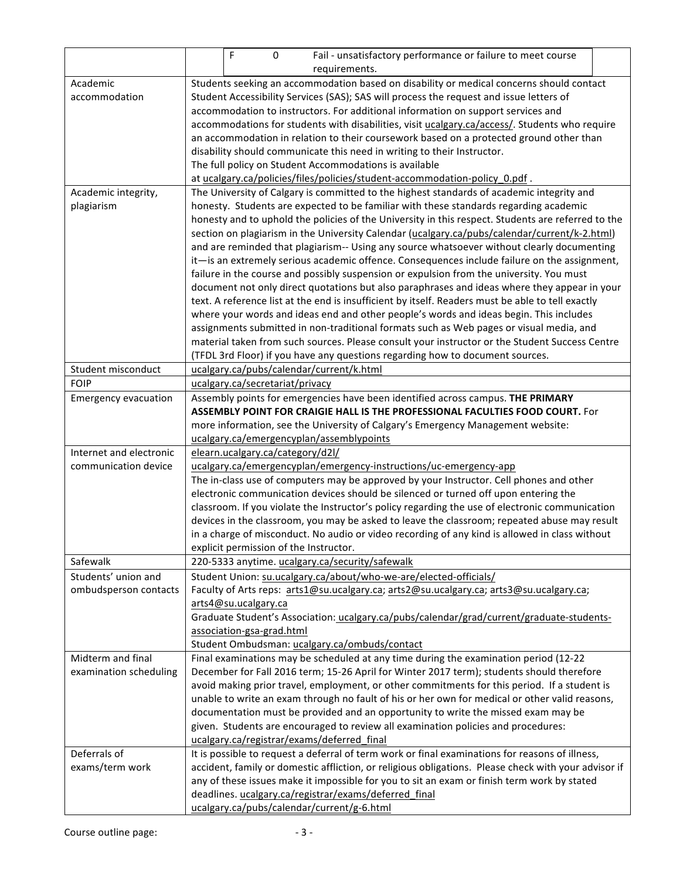| | |
|---|---|
| | F 0 Fail - unsatisfactory performance or failure to meet course requirements. |
| Academic accommodation | Students seeking an accommodation based on disability or medical concerns should contact Student Accessibility Services (SAS); SAS will process the request and issue letters of accommodation to instructors. For additional information on support services and accommodations for students with disabilities, visit ucalgary.ca/access/. Students who require an accommodation in relation to their coursework based on a protected ground other than disability should communicate this need in writing to their Instructor.<br>The full policy on Student Accommodations is available at ucalgary.ca/policies/files/policies/student-accommodation-policy_0.pdf . |
| Academic integrity, plagiarism | The University of Calgary is committed to the highest standards of academic integrity and honesty. Students are expected to be familiar with these standards regarding academic honesty and to uphold the policies of the University in this respect. Students are referred to the section on plagiarism in the University Calendar (ucalgary.ca/pubs/calendar/current/k-2.html) and are reminded that plagiarism-- Using any source whatsoever without clearly documenting it—is an extremely serious academic offence. Consequences include failure on the assignment, failure in the course and possibly suspension or expulsion from the university. You must document not only direct quotations but also paraphrases and ideas where they appear in your text. A reference list at the end is insufficient by itself. Readers must be able to tell exactly where your words and ideas end and other people's words and ideas begin. This includes assignments submitted in non-traditional formats such as Web pages or visual media, and material taken from such sources. Please consult your instructor or the Student Success Centre (TFDL 3rd Floor) if you have any questions regarding how to document sources. |
| Student misconduct | ucalgary.ca/pubs/calendar/current/k.html |
| FOIP | ucalgary.ca/secretariat/privacy |
| Emergency evacuation | Assembly points for emergencies have been identified across campus. **THE PRIMARY ASSEMBLY POINT FOR CRAIGIE HALL IS THE PROFESSIONAL FACULTIES FOOD COURT.** For more information, see the University of Calgary's Emergency Management website: ucalgary.ca/emergencyplan/assemblypoints |
| Internet and electronic communication device | elearn.ucalgary.ca/category/d2l/<br>ucalgary.ca/emergencyplan/emergency-instructions/uc-emergency-app<br>The in-class use of computers may be approved by your Instructor. Cell phones and other electronic communication devices should be silenced or turned off upon entering the classroom. If you violate the Instructor's policy regarding the use of electronic communication devices in the classroom, you may be asked to leave the classroom; repeated abuse may result in a charge of misconduct. No audio or video recording of any kind is allowed in class without explicit permission of the Instructor. |
| Safewalk | 220-5333 anytime. ucalgary.ca/security/safewalk |
| Students' union and ombudsperson contacts | Student Union: su.ucalgary.ca/about/who-we-are/elected-officials/<br>Faculty of Arts reps: arts1@su.ucalgary.ca; arts2@su.ucalgary.ca; arts3@su.ucalgary.ca; arts4@su.ucalgary.ca<br>Graduate Student's Association: ucalgary.ca/pubs/calendar/grad/current/graduate-students-association-gsa-grad.html<br>Student Ombudsman: ucalgary.ca/ombuds/contact |
| Midterm and final examination scheduling | Final examinations may be scheduled at any time during the examination period (12-22 December for Fall 2016 term; 15-26 April for Winter 2017 term); students should therefore avoid making prior travel, employment, or other commitments for this period. If a student is unable to write an exam through no fault of his or her own for medical or other valid reasons, documentation must be provided and an opportunity to write the missed exam may be given. Students are encouraged to review all examination policies and procedures: ucalgary.ca/registrar/exams/deferred_final |
| Deferrals of exams/term work | It is possible to request a deferral of term work or final examinations for reasons of illness, accident, family or domestic affliction, or religious obligations. Please check with your advisor if any of these issues make it impossible for you to sit an exam or finish term work by stated deadlines. ucalgary.ca/registrar/exams/deferred_final<br>ucalgary.ca/pubs/calendar/current/g-6.html |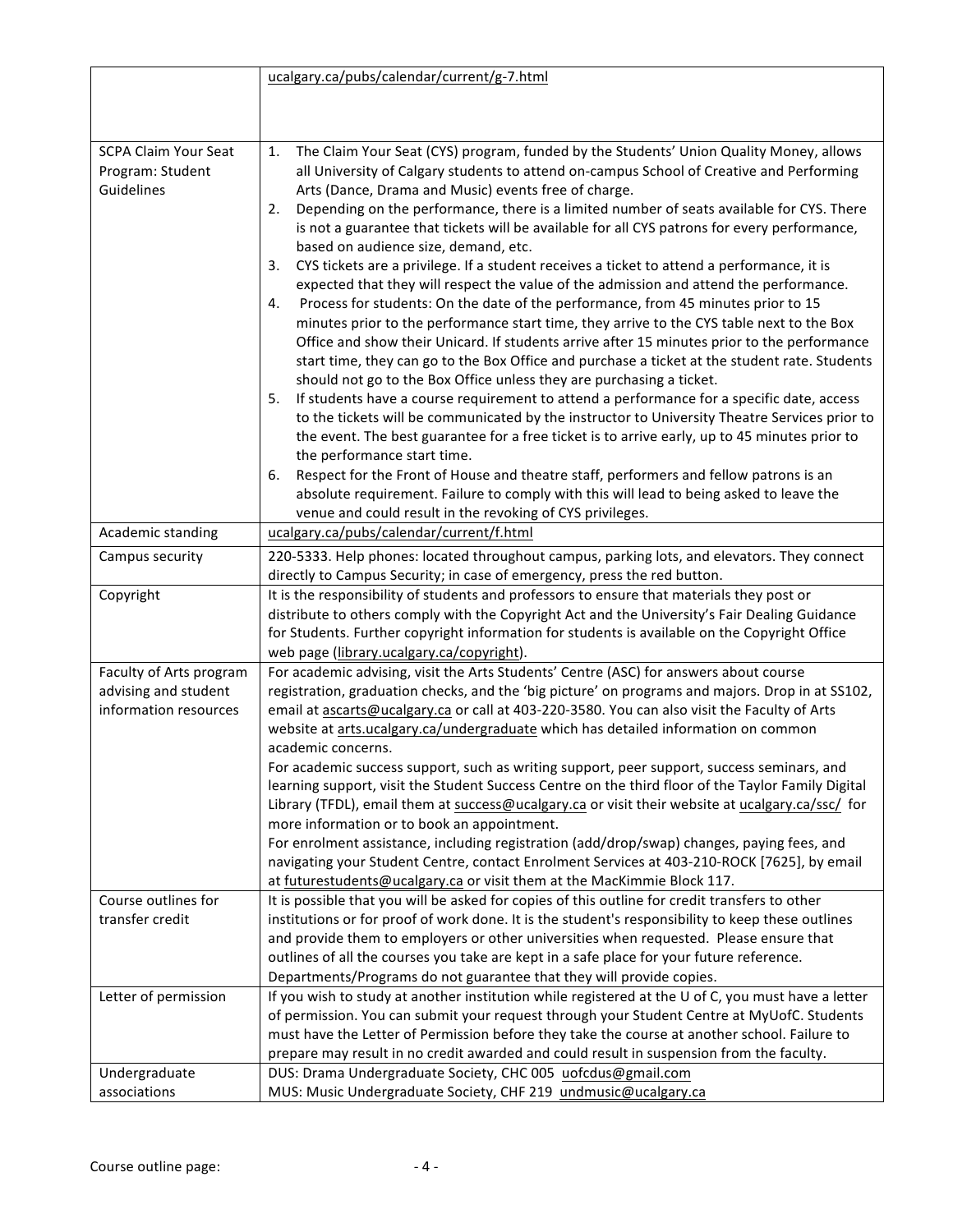| | |
|---|---|
| | ucalgary.ca/pubs/calendar/current/g-7.html |
| SCPA Claim Your Seat Program: Student Guidelines | 1. The Claim Your Seat (CYS) program, funded by the Students' Union Quality Money, allows all University of Calgary students to attend on-campus School of Creative and Performing Arts (Dance, Drama and Music) events free of charge.<br>2. Depending on the performance, there is a limited number of seats available for CYS. There is not a guarantee that tickets will be available for all CYS patrons for every performance, based on audience size, demand, etc.<br>3. CYS tickets are a privilege. If a student receives a ticket to attend a performance, it is expected that they will respect the value of the admission and attend the performance.<br>4. Process for students: On the date of the performance, from 45 minutes prior to 15 minutes prior to the performance start time, they arrive to the CYS table next to the Box Office and show their Unicard. If students arrive after 15 minutes prior to the performance start time, they can go to the Box Office and purchase a ticket at the student rate. Students should not go to the Box Office unless they are purchasing a ticket.<br>5. If students have a course requirement to attend a performance for a specific date, access to the tickets will be communicated by the instructor to University Theatre Services prior to the event. The best guarantee for a free ticket is to arrive early, up to 45 minutes prior to the performance start time.<br>6. Respect for the Front of House and theatre staff, performers and fellow patrons is an absolute requirement. Failure to comply with this will lead to being asked to leave the venue and could result in the revoking of CYS privileges. |
| Academic standing | ucalgary.ca/pubs/calendar/current/f.html |
| Campus security | 220-5333. Help phones: located throughout campus, parking lots, and elevators. They connect directly to Campus Security; in case of emergency, press the red button. |
| Copyright | It is the responsibility of students and professors to ensure that materials they post or distribute to others comply with the Copyright Act and the University's Fair Dealing Guidance for Students. Further copyright information for students is available on the Copyright Office web page (library.ucalgary.ca/copyright). |
| Faculty of Arts program advising and student information resources | For academic advising, visit the Arts Students' Centre (ASC) for answers about course registration, graduation checks, and the 'big picture' on programs and majors. Drop in at SS102, email at ascarts@ucalgary.ca or call at 403-220-3580. You can also visit the Faculty of Arts website at arts.ucalgary.ca/undergraduate which has detailed information on common academic concerns.<br>For academic success support, such as writing support, peer support, success seminars, and learning support, visit the Student Success Centre on the third floor of the Taylor Family Digital Library (TFDL), email them at success@ucalgary.ca or visit their website at ucalgary.ca/ssc/ for more information or to book an appointment.<br>For enrolment assistance, including registration (add/drop/swap) changes, paying fees, and navigating your Student Centre, contact Enrolment Services at 403-210-ROCK [7625], by email at futurestudents@ucalgary.ca or visit them at the MacKimmie Block 117. |
| Course outlines for transfer credit | It is possible that you will be asked for copies of this outline for credit transfers to other institutions or for proof of work done. It is the student's responsibility to keep these outlines and provide them to employers or other universities when requested. Please ensure that outlines of all the courses you take are kept in a safe place for your future reference. Departments/Programs do not guarantee that they will provide copies. |
| Letter of permission | If you wish to study at another institution while registered at the U of C, you must have a letter of permission. You can submit your request through your Student Centre at MyUofC. Students must have the Letter of Permission before they take the course at another school. Failure to prepare may result in no credit awarded and could result in suspension from the faculty. |
| Undergraduate associations | DUS: Drama Undergraduate Society, CHC 005 uofcdus@gmail.com<br>MUS: Music Undergraduate Society, CHF 219 undmusic@ucalgary.ca |